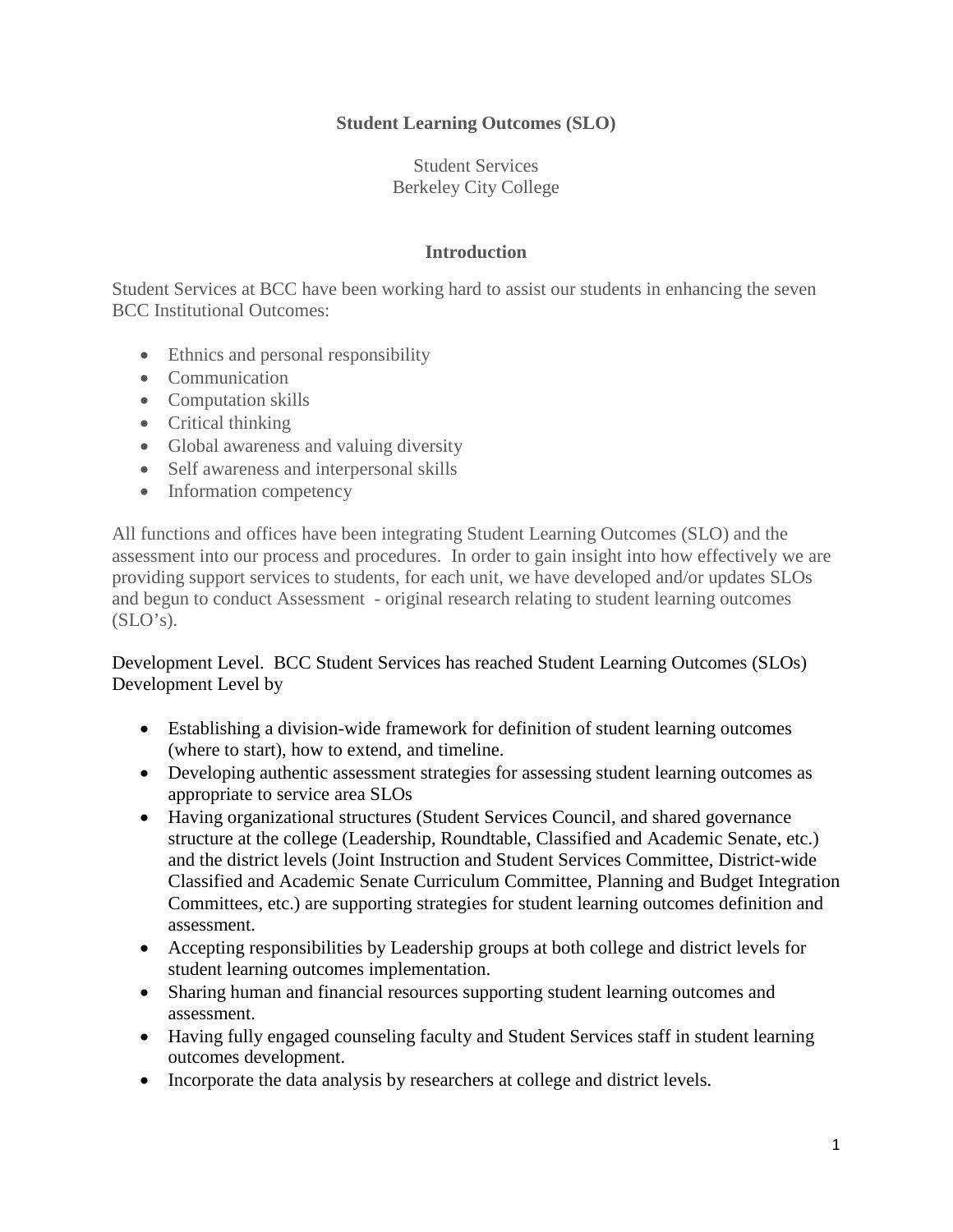**Student Learning Outcomes (SLO)**

Student Services
Berkeley City College

**Introduction**

Student Services at BCC have been working hard to assist our students in enhancing the seven BCC Institutional Outcomes:

- Ethnics and personal responsibility
- Communication
- Computation skills
- Critical thinking
- Global awareness and valuing diversity
- Self awareness and interpersonal skills
- Information competency

All functions and offices have been integrating Student Learning Outcomes (SLO) and the assessment into our process and procedures. In order to gain insight into how effectively we are providing support services to students, for each unit, we have developed and/or updates SLOs and begun to conduct Assessment - original research relating to student learning outcomes (SLO's).

Development Level. BCC Student Services has reached Student Learning Outcomes (SLOs) Development Level by

- Establishing a division-wide framework for definition of student learning outcomes (where to start), how to extend, and timeline.
- Developing authentic assessment strategies for assessing student learning outcomes as appropriate to service area SLOs
- Having organizational structures (Student Services Council, and shared governance structure at the college (Leadership, Roundtable, Classified and Academic Senate, etc.) and the district levels (Joint Instruction and Student Services Committee, District-wide Classified and Academic Senate Curriculum Committee, Planning and Budget Integration Committees, etc.) are supporting strategies for student learning outcomes definition and assessment.
- Accepting responsibilities by Leadership groups at both college and district levels for student learning outcomes implementation.
- Sharing human and financial resources supporting student learning outcomes and assessment.
- Having fully engaged counseling faculty and Student Services staff in student learning outcomes development.
- Incorporate the data analysis by researchers at college and district levels.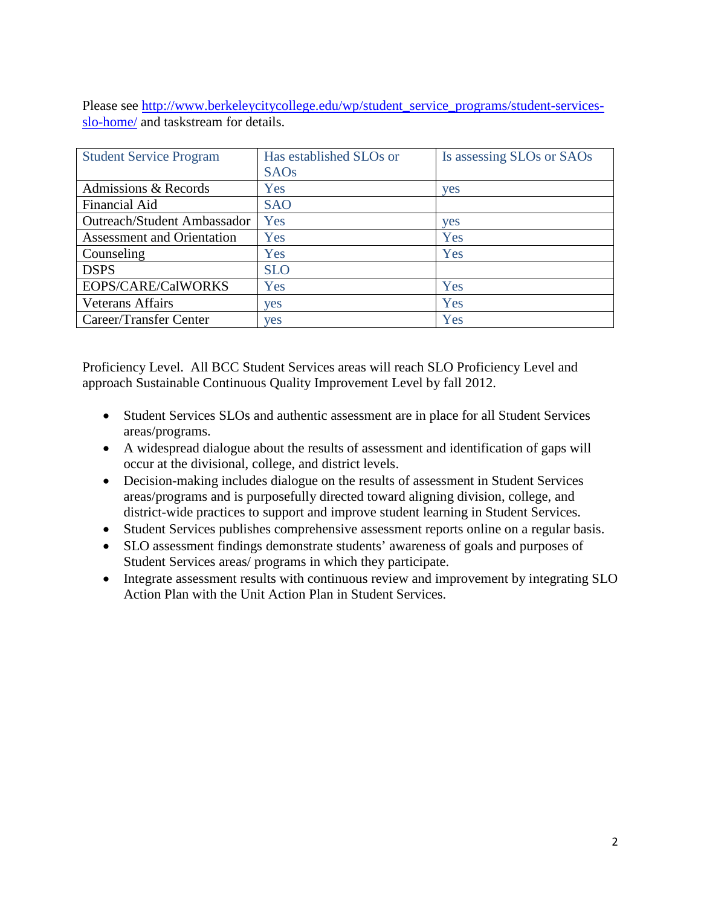Please see [http://www.berkeleycitycollege.edu/wp/student_service_programs/student-services-slo-home/](http://www.berkeleycitycollege.edu/wp/student_service_programs/student-services-slo-home/) and taskstream for details.

| Student Service Program | Has established SLOs or SAOs | Is assessing SLOs or SAOs |
|---|---|---|
| Admissions & Records | Yes | yes |
| Financial Aid | SAO | |
| Outreach/Student Ambassador | Yes | yes |
| Assessment and Orientation | Yes | Yes |
| Counseling | Yes | Yes |
| DSPS | SLO | |
| EOPS/CARE/CalWORKS | Yes | Yes |
| Veterans Affairs | yes | Yes |
| Career/Transfer Center | yes | Yes |

Proficiency Level. All BCC Student Services areas will reach SLO Proficiency Level and approach Sustainable Continuous Quality Improvement Level by fall 2012.

- Student Services SLOs and authentic assessment are in place for all Student Services areas/programs.
- A widespread dialogue about the results of assessment and identification of gaps will occur at the divisional, college, and district levels.
- Decision-making includes dialogue on the results of assessment in Student Services areas/programs and is purposefully directed toward aligning division, college, and district-wide practices to support and improve student learning in Student Services.
- Student Services publishes comprehensive assessment reports online on a regular basis.
- SLO assessment findings demonstrate students' awareness of goals and purposes of Student Services areas/ programs in which they participate.
- Integrate assessment results with continuous review and improvement by integrating SLO Action Plan with the Unit Action Plan in Student Services.